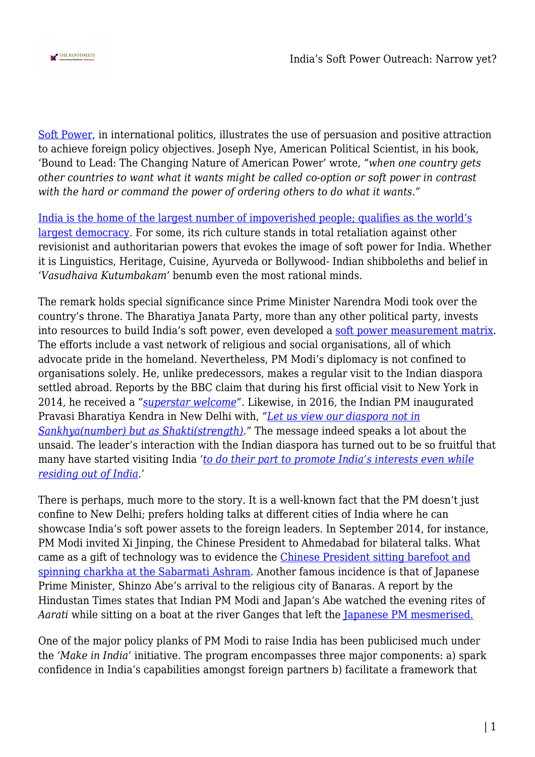Soft Power, in international politics, illustrates the use of persuasion and positive attraction to achieve foreign policy objectives. Joseph Nye, American Political Scientist, in his book, 'Bound to Lead: The Changing Nature of American Power' wrote, "*when one country gets other countries to want what it wants might be called co-option or soft power in contrast with the hard or command the power of ordering others to do what it wants.*"

India is the home of the largest number of impoverished people; qualifies as the world's largest democracy. For some, its rich culture stands in total retaliation against other revisionist and authoritarian powers that evokes the image of soft power for India. Whether it is Linguistics, Heritage, Cuisine, Ayurveda or Bollywood- Indian shibboleths and belief in '*Vasudhaiva Kutumbakam*' benumb even the most rational minds.

The remark holds special significance since Prime Minister Narendra Modi took over the country's throne. The Bharatiya Janata Party, more than any other political party, invests into resources to build India's soft power, even developed a soft power measurement matrix. The efforts include a vast network of religious and social organisations, all of which advocate pride in the homeland. Nevertheless, PM Modi's diplomacy is not confined to organisations solely. He, unlike predecessors, makes a regular visit to the Indian diaspora settled abroad. Reports by the BBC claim that during his first official visit to New York in 2014, he received a "*superstar welcome*". Likewise, in 2016, the Indian PM inaugurated Pravasi Bharatiya Kendra in New Delhi with, "*Let us view our diaspora not in Sankhya(number) but as Shakti(strength)*." The message indeed speaks a lot about the unsaid. The leader's interaction with the Indian diaspora has turned out to be so fruitful that many have started visiting India '*to do their part to promote India's interests even while residing out of India*.'

There is perhaps, much more to the story. It is a well-known fact that the PM doesn't just confine to New Delhi; prefers holding talks at different cities of India where he can showcase India's soft power assets to the foreign leaders. In September 2014, for instance, PM Modi invited Xi Jinping, the Chinese President to Ahmedabad for bilateral talks. What came as a gift of technology was to evidence the Chinese President sitting barefoot and spinning charkha at the Sabarmati Ashram. Another famous incidence is that of Japanese Prime Minister, Shinzo Abe's arrival to the religious city of Banaras. A report by the Hindustan Times states that Indian PM Modi and Japan's Abe watched the evening rites of *Aarati* while sitting on a boat at the river Ganges that left the Japanese PM mesmerised.

One of the major policy planks of PM Modi to raise India has been publicised much under the '*Make in India*' initiative. The program encompasses three major components: a) spark confidence in India's capabilities amongst foreign partners b) facilitate a framework that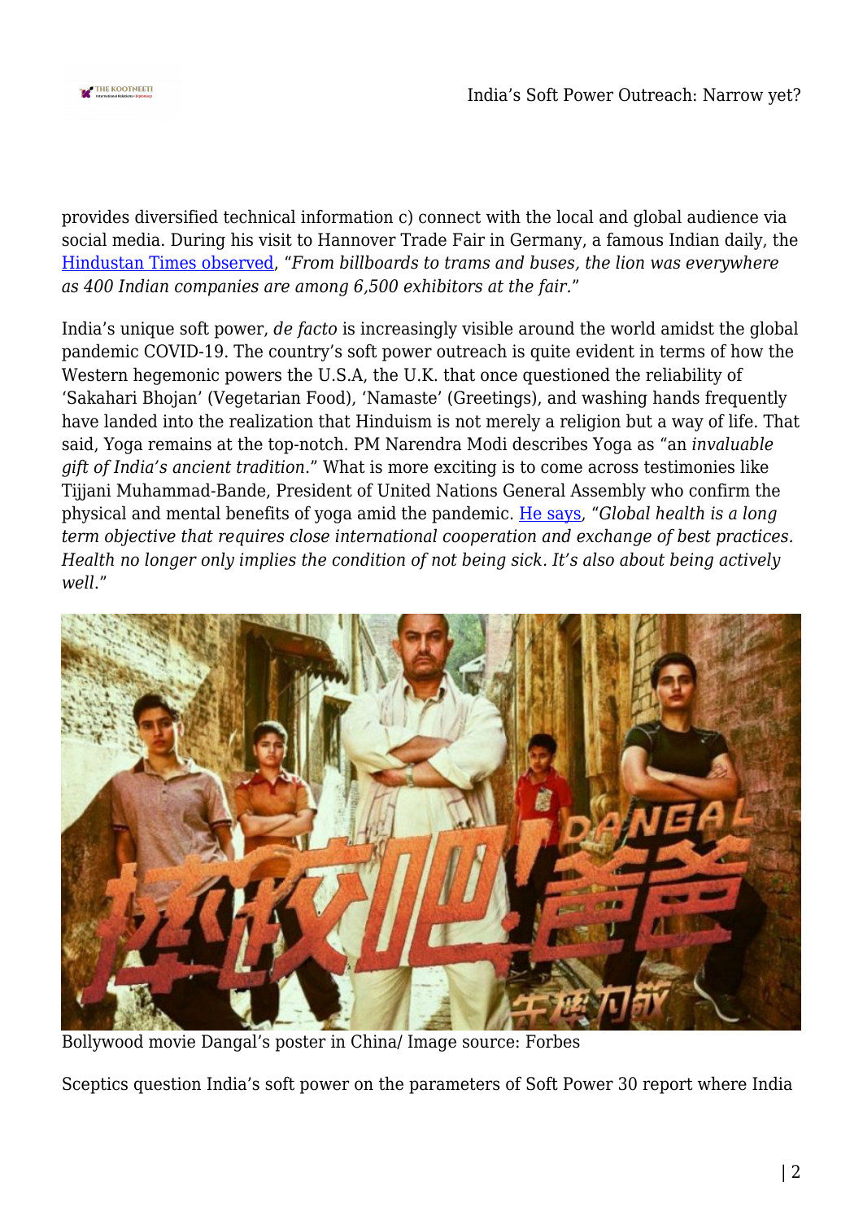provides diversified technical information c) connect with the local and global audience via social media. During his visit to Hannover Trade Fair in Germany, a famous Indian daily, the [Hindustan Times observed](#), "*From billboards to trams and buses, the lion was everywhere as 400 Indian companies are among 6,500 exhibitors at the fair.*"

India's unique soft power, *de facto* is increasingly visible around the world amidst the global pandemic COVID-19. The country's soft power outreach is quite evident in terms of how the Western hegemonic powers the U.S.A, the U.K. that once questioned the reliability of 'Sakahari Bhojan' (Vegetarian Food), 'Namaste' (Greetings), and washing hands frequently have landed into the realization that Hinduism is not merely a religion but a way of life. That said, Yoga remains at the top-notch. PM Narendra Modi describes Yoga as "an *invaluable gift of India's ancient tradition*." What is more exciting is to come across testimonies like Tijjani Muhammad-Bande, President of United Nations General Assembly who confirm the physical and mental benefits of yoga amid the pandemic. [He says](#), "*Global health is a long term objective that requires close international cooperation and exchange of best practices. Health no longer only implies the condition of not being sick. It's also about being actively well.*"

Bollywood movie Dangal's poster in China/ Image source: Forbes

Sceptics question India's soft power on the parameters of Soft Power 30 report where India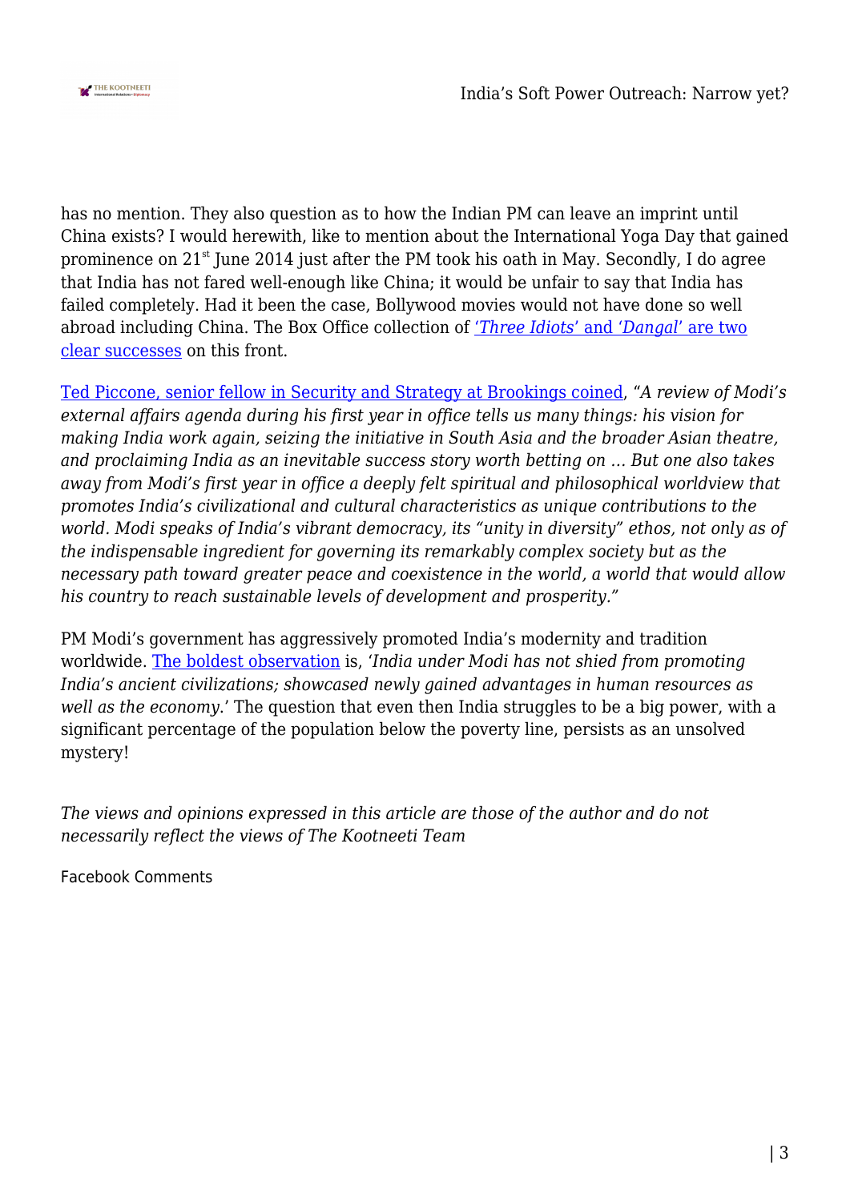has no mention. They also question as to how the Indian PM can leave an imprint until China exists? I would herewith, like to mention about the International Yoga Day that gained prominence on 21st June 2014 just after the PM took his oath in May. Secondly, I do agree that India has not fared well-enough like China; it would be unfair to say that India has failed completely. Had it been the case, Bollywood movies would not have done so well abroad including China. The Box Office collection of *'Three Idiots'* and *'Dangal'* are two clear successes on this front.

Ted Piccone, senior fellow in Security and Strategy at Brookings coined, *"A review of Modi's external affairs agenda during his first year in office tells us many things: his vision for making India work again, seizing the initiative in South Asia and the broader Asian theatre, and proclaiming India as an inevitable success story worth betting on … But one also takes away from Modi's first year in office a deeply felt spiritual and philosophical worldview that promotes India's civilizational and cultural characteristics as unique contributions to the world. Modi speaks of India's vibrant democracy, its "unity in diversity" ethos, not only as of the indispensable ingredient for governing its remarkably complex society but as the necessary path toward greater peace and coexistence in the world, a world that would allow his country to reach sustainable levels of development and prosperity."*

PM Modi's government has aggressively promoted India's modernity and tradition worldwide. The boldest observation is, '*India under Modi has not shied from promoting India's ancient civilizations; showcased newly gained advantages in human resources as well as the economy*.' The question that even then India struggles to be a big power, with a significant percentage of the population below the poverty line, persists as an unsolved mystery!

*The views and opinions expressed in this article are those of the author and do not necessarily reflect the views of The Kootneeti Team*

Facebook Comments